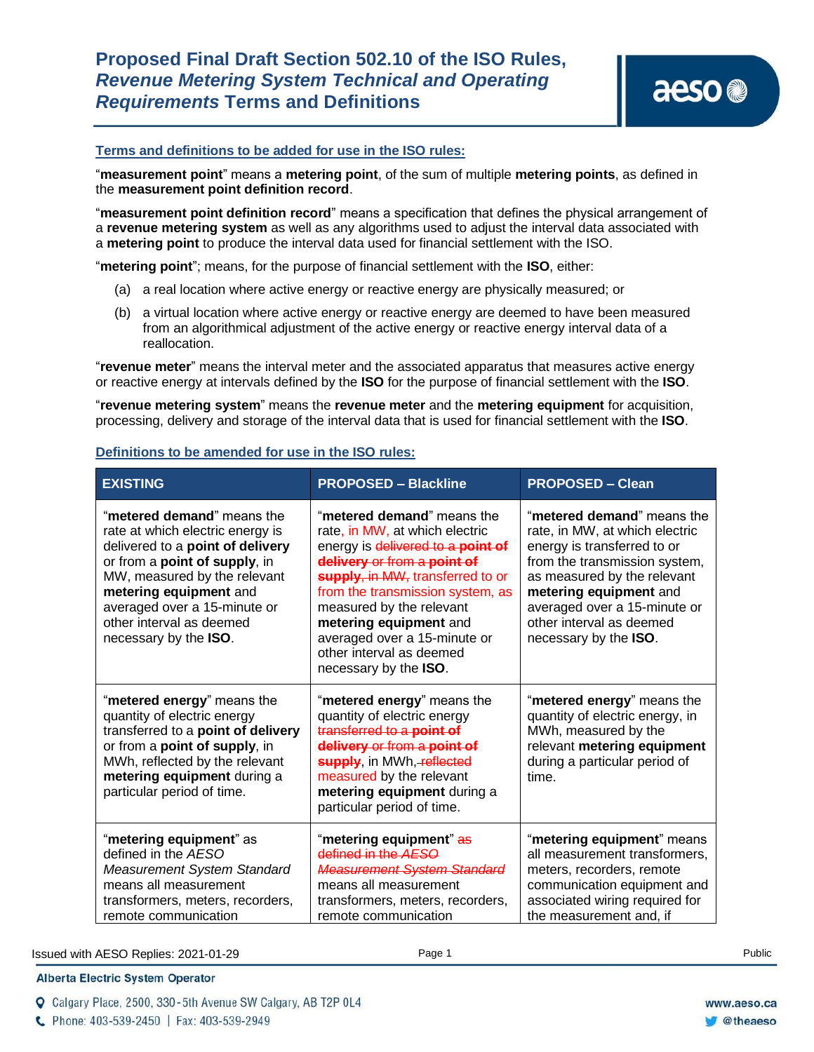# Proposed Final Draft Section 502.10 of the ISO Rules, *Revenue Metering System Technical and Operating Requirements* Terms and Definitions

## Terms and definitions to be added for use in the ISO rules:

"**measurement point**" means a **metering point**, of the sum of multiple **metering points**, as defined in the **measurement point definition record**.

"**measurement point definition record**" means a specification that defines the physical arrangement of a **revenue metering system** as well as any algorithms used to adjust the interval data associated with a **metering point** to produce the interval data used for financial settlement with the ISO.

"**metering point**"; means, for the purpose of financial settlement with the **ISO**, either:

(a) a real location where active energy or reactive energy are physically measured; or

(b) a virtual location where active energy or reactive energy are deemed to have been measured from an algorithmical adjustment of the active energy or reactive energy interval data of a reallocation.

"**revenue meter**" means the interval meter and the associated apparatus that measures active energy or reactive energy at intervals defined by the **ISO** for the purpose of financial settlement with the **ISO**.

"**revenue metering system**" means the **revenue meter** and the **metering equipment** for acquisition, processing, delivery and storage of the interval data that is used for financial settlement with the **ISO**.

## Definitions to be amended for use in the ISO rules:

| EXISTING | PROPOSED – Blackline | PROPOSED – Clean |
|---|---|---|
| "**metered demand**" means the rate at which electric energy is delivered to a **point of delivery** or from a **point of supply**, in MW, measured by the relevant **metering equipment** and averaged over a 15-minute or other interval as deemed necessary by the **ISO**. | "**metered demand**" means the rate, in MW, at which electric energy is ~~delivered to a **point of delivery** or from a **point of supply**, in MW,~~ transferred to or from the transmission system, as measured by the relevant **metering equipment** and averaged over a 15-minute or other interval as deemed necessary by the **ISO**. | "**metered demand**" means the rate, in MW, at which electric energy is transferred to or from the transmission system, as measured by the relevant **metering equipment** and averaged over a 15-minute or other interval as deemed necessary by the **ISO**. |
| "**metered energy**" means the quantity of electric energy transferred to a **point of delivery** or from a **point of supply**, in MWh, reflected by the relevant **metering equipment** during a particular period of time. | "**metered energy**" means the quantity of electric energy ~~transferred to a **point of delivery** or from a **point of supply**~~, in MWh, ~~reflected~~ measured by the relevant **metering equipment** during a particular period of time. | "**metered energy**" means the quantity of electric energy, in MWh, measured by the relevant **metering equipment** during a particular period of time. |
| "**metering equipment**" as defined in the *AESO Measurement System Standard* means all measurement transformers, meters, recorders, remote communication | "**metering equipment**" ~~as defined in the *AESO Measurement System Standard*~~ means all measurement transformers, meters, recorders, remote communication | "**metering equipment**" means all measurement transformers, meters, recorders, remote communication equipment and associated wiring required for the measurement and, if |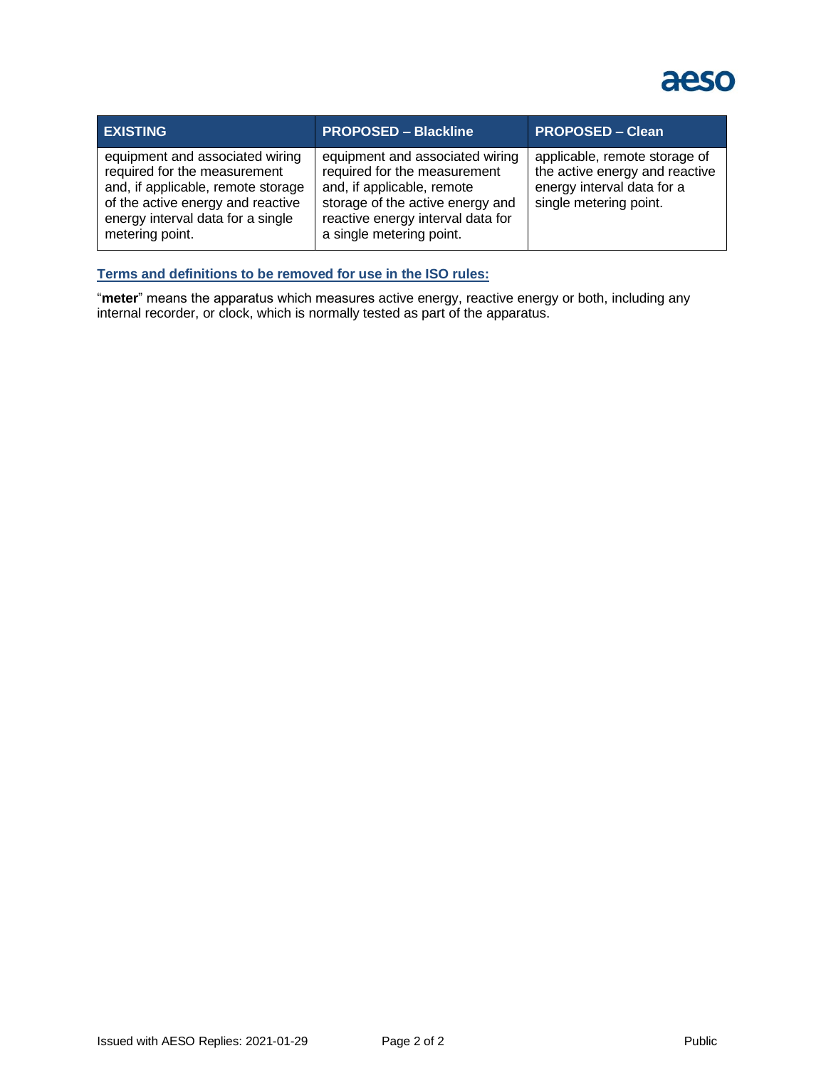| EXISTING | PROPOSED – Blackline | PROPOSED – Clean |
| --- | --- | --- |
| equipment and associated wiring required for the measurement and, if applicable, remote storage of the active energy and reactive energy interval data for a single metering point. | equipment and associated wiring required for the measurement and, if applicable, remote storage of the active energy and reactive energy interval data for a single metering point. | applicable, remote storage of the active energy and reactive energy interval data for a single metering point. |

**Terms and definitions to be removed for use in the ISO rules:**

"**meter**" means the apparatus which measures active energy, reactive energy or both, including any internal recorder, or clock, which is normally tested as part of the apparatus.